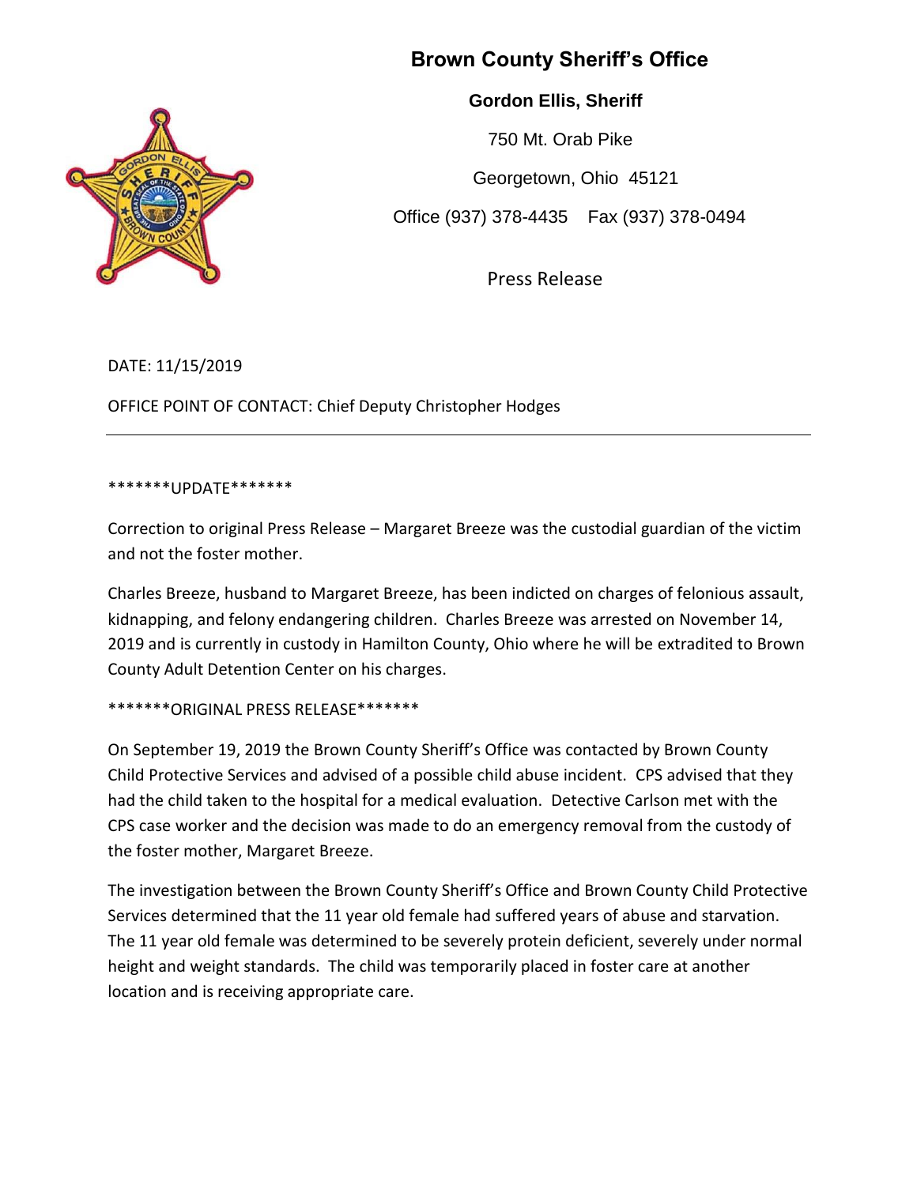# Brown County Sheriff's Office

**Gordon Ellis, Sheriff**

750 Mt. Orab Pike

Georgetown, Ohio 45121

Office (937) 378-4435 Fax (937) 378-0494

Press Release

DATE: 11/15/2019

OFFICE POINT OF CONTACT: Chief Deputy Christopher Hodges

---

*******UPDATE*******

Correction to original Press Release – Margaret Breeze was the custodial guardian of the victim and not the foster mother.

Charles Breeze, husband to Margaret Breeze, has been indicted on charges of felonious assault, kidnapping, and felony endangering children. Charles Breeze was arrested on November 14, 2019 and is currently in custody in Hamilton County, Ohio where he will be extradited to Brown County Adult Detention Center on his charges.

*******ORIGINAL PRESS RELEASE*******

On September 19, 2019 the Brown County Sheriff's Office was contacted by Brown County Child Protective Services and advised of a possible child abuse incident. CPS advised that they had the child taken to the hospital for a medical evaluation. Detective Carlson met with the CPS case worker and the decision was made to do an emergency removal from the custody of the foster mother, Margaret Breeze.

The investigation between the Brown County Sheriff's Office and Brown County Child Protective Services determined that the 11 year old female had suffered years of abuse and starvation. The 11 year old female was determined to be severely protein deficient, severely under normal height and weight standards. The child was temporarily placed in foster care at another location and is receiving appropriate care.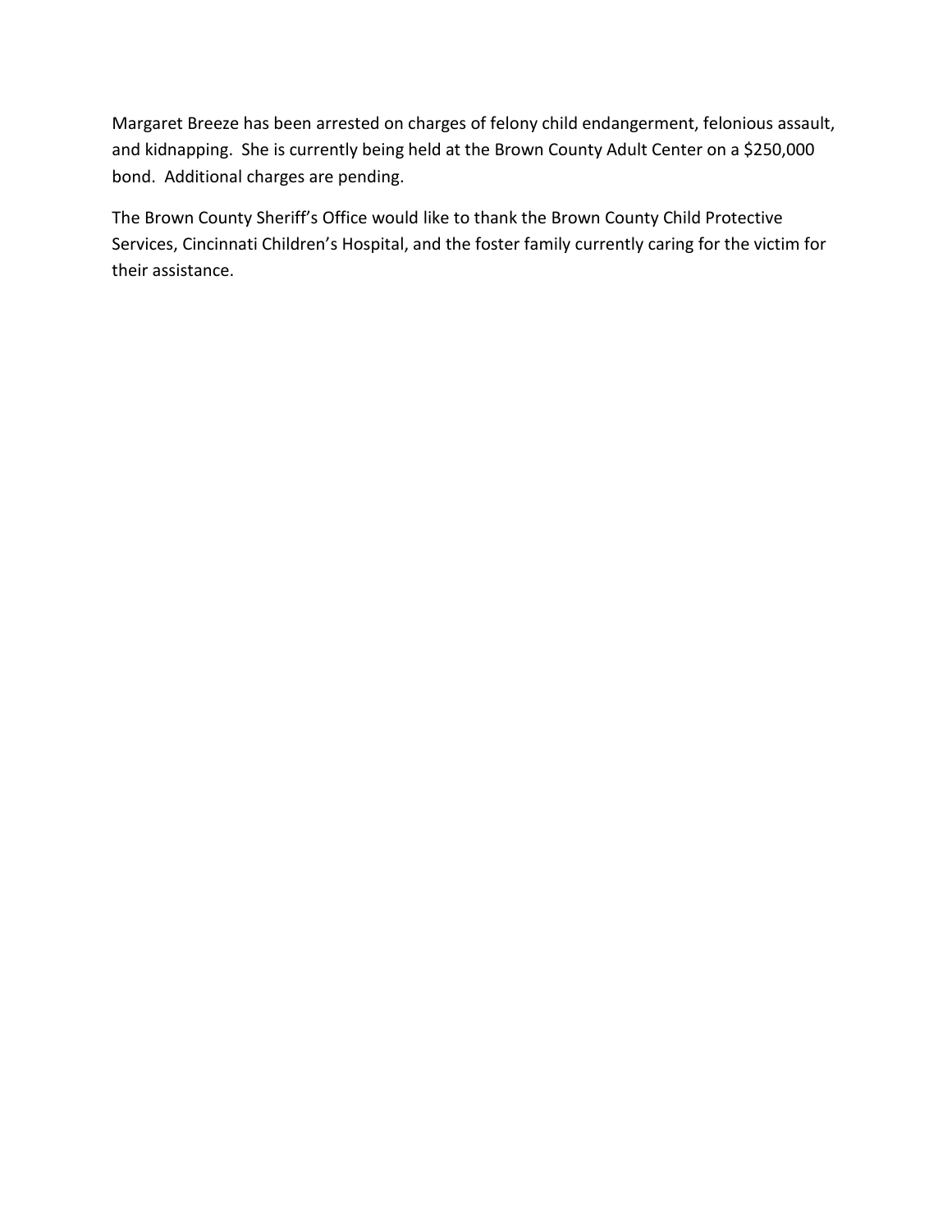Margaret Breeze has been arrested on charges of felony child endangerment, felonious assault, and kidnapping. She is currently being held at the Brown County Adult Center on a $250,000 bond. Additional charges are pending.

The Brown County Sheriff's Office would like to thank the Brown County Child Protective Services, Cincinnati Children's Hospital, and the foster family currently caring for the victim for their assistance.